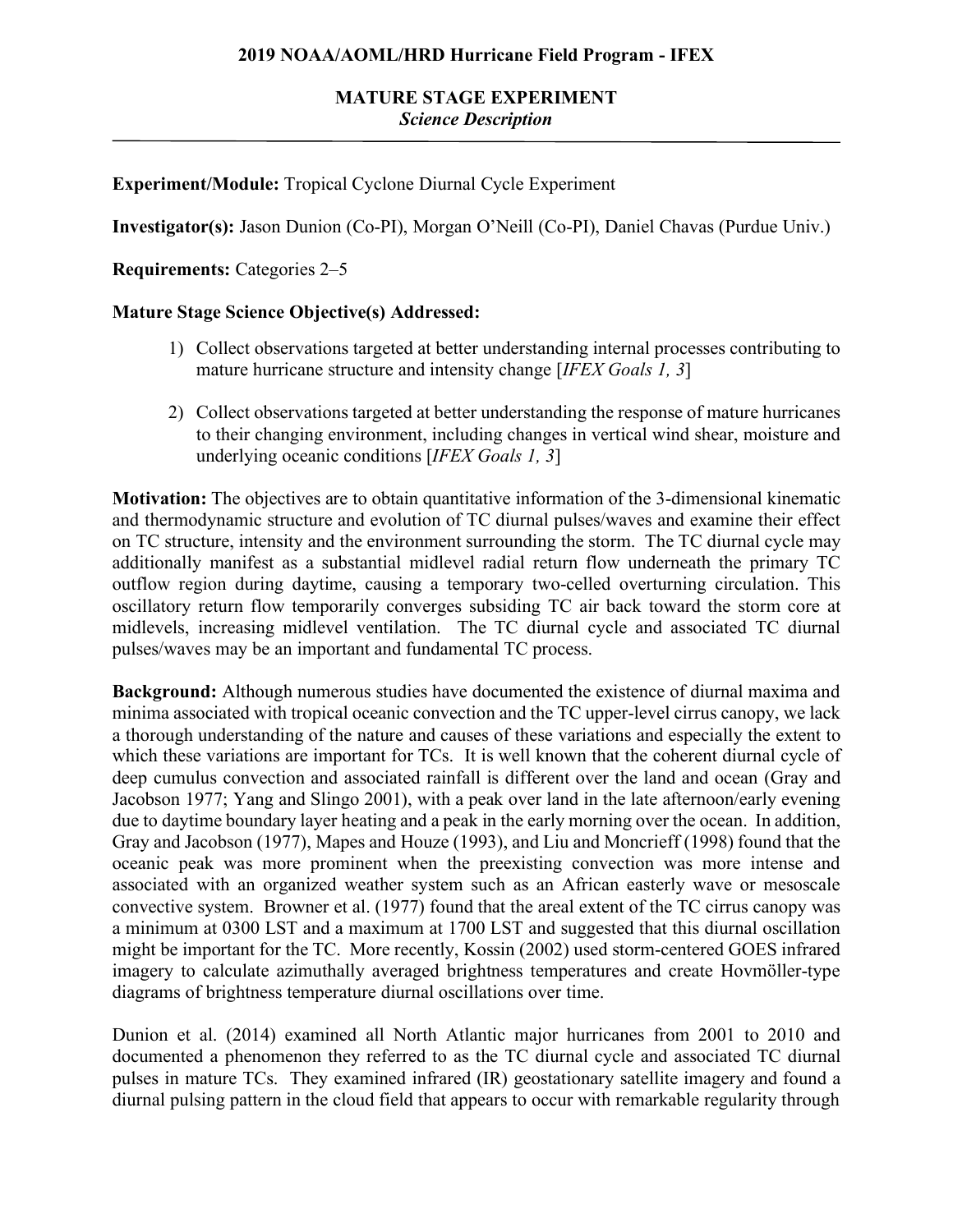# 2019 NOAA/AOML/HRD Hurricane Field Program - IFEX

## MATURE STAGE EXPERIMENT
*Science Description*

**Experiment/Module:** Tropical Cyclone Diurnal Cycle Experiment

**Investigator(s):** Jason Dunion (Co-PI), Morgan O'Neill (Co-PI), Daniel Chavas (Purdue Univ.)

**Requirements:** Categories 2–5

**Mature Stage Science Objective(s) Addressed:**

1) Collect observations targeted at better understanding internal processes contributing to mature hurricane structure and intensity change [*IFEX Goals 1, 3*]

2) Collect observations targeted at better understanding the response of mature hurricanes to their changing environment, including changes in vertical wind shear, moisture and underlying oceanic conditions [*IFEX Goals 1, 3*]

**Motivation:** The objectives are to obtain quantitative information of the 3-dimensional kinematic and thermodynamic structure and evolution of TC diurnal pulses/waves and examine their effect on TC structure, intensity and the environment surrounding the storm. The TC diurnal cycle may additionally manifest as a substantial midlevel radial return flow underneath the primary TC outflow region during daytime, causing a temporary two-celled overturning circulation. This oscillatory return flow temporarily converges subsiding TC air back toward the storm core at midlevels, increasing midlevel ventilation. The TC diurnal cycle and associated TC diurnal pulses/waves may be an important and fundamental TC process.

**Background:** Although numerous studies have documented the existence of diurnal maxima and minima associated with tropical oceanic convection and the TC upper-level cirrus canopy, we lack a thorough understanding of the nature and causes of these variations and especially the extent to which these variations are important for TCs. It is well known that the coherent diurnal cycle of deep cumulus convection and associated rainfall is different over the land and ocean (Gray and Jacobson 1977; Yang and Slingo 2001), with a peak over land in the late afternoon/early evening due to daytime boundary layer heating and a peak in the early morning over the ocean. In addition, Gray and Jacobson (1977), Mapes and Houze (1993), and Liu and Moncrieff (1998) found that the oceanic peak was more prominent when the preexisting convection was more intense and associated with an organized weather system such as an African easterly wave or mesoscale convective system. Browner et al. (1977) found that the areal extent of the TC cirrus canopy was a minimum at 0300 LST and a maximum at 1700 LST and suggested that this diurnal oscillation might be important for the TC. More recently, Kossin (2002) used storm-centered GOES infrared imagery to calculate azimuthally averaged brightness temperatures and create Hovmöller-type diagrams of brightness temperature diurnal oscillations over time.

Dunion et al. (2014) examined all North Atlantic major hurricanes from 2001 to 2010 and documented a phenomenon they referred to as the TC diurnal cycle and associated TC diurnal pulses in mature TCs. They examined infrared (IR) geostationary satellite imagery and found a diurnal pulsing pattern in the cloud field that appears to occur with remarkable regularity through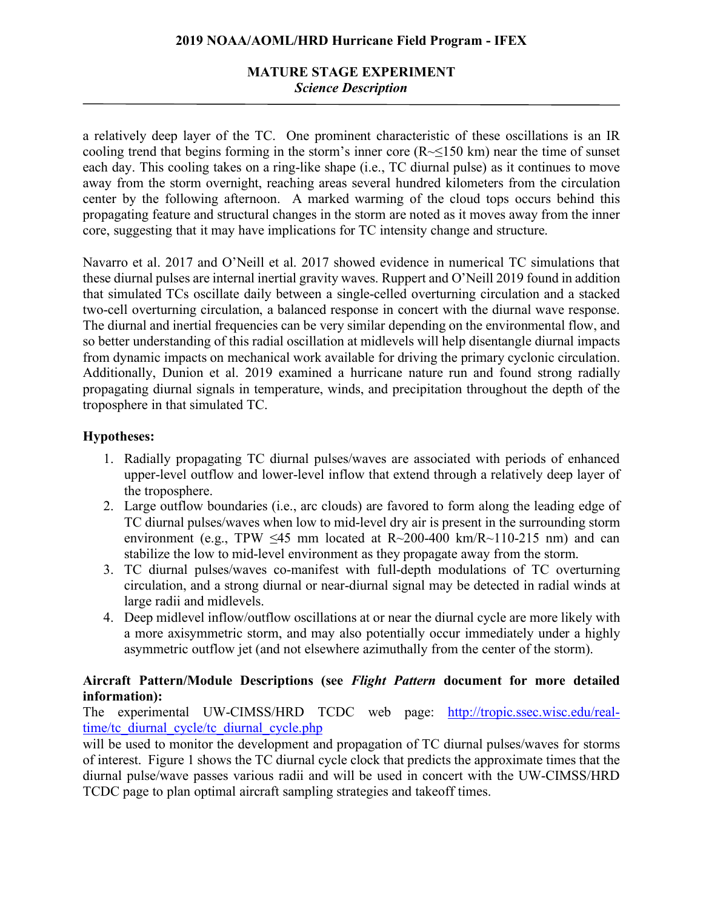a relatively deep layer of the TC. One prominent characteristic of these oscillations is an IR cooling trend that begins forming in the storm's inner core (R~≤150 km) near the time of sunset each day. This cooling takes on a ring-like shape (i.e., TC diurnal pulse) as it continues to move away from the storm overnight, reaching areas several hundred kilometers from the circulation center by the following afternoon. A marked warming of the cloud tops occurs behind this propagating feature and structural changes in the storm are noted as it moves away from the inner core, suggesting that it may have implications for TC intensity change and structure.

Navarro et al. 2017 and O'Neill et al. 2017 showed evidence in numerical TC simulations that these diurnal pulses are internal inertial gravity waves. Ruppert and O'Neill 2019 found in addition that simulated TCs oscillate daily between a single-celled overturning circulation and a stacked two-cell overturning circulation, a balanced response in concert with the diurnal wave response. The diurnal and inertial frequencies can be very similar depending on the environmental flow, and so better understanding of this radial oscillation at midlevels will help disentangle diurnal impacts from dynamic impacts on mechanical work available for driving the primary cyclonic circulation. Additionally, Dunion et al. 2019 examined a hurricane nature run and found strong radially propagating diurnal signals in temperature, winds, and precipitation throughout the depth of the troposphere in that simulated TC.

**Hypotheses:**

1. Radially propagating TC diurnal pulses/waves are associated with periods of enhanced upper-level outflow and lower-level inflow that extend through a relatively deep layer of the troposphere.
2. Large outflow boundaries (i.e., arc clouds) are favored to form along the leading edge of TC diurnal pulses/waves when low to mid-level dry air is present in the surrounding storm environment (e.g., TPW ≤45 mm located at R~200-400 km/R~110-215 nm) and can stabilize the low to mid-level environment as they propagate away from the storm.
3. TC diurnal pulses/waves co-manifest with full-depth modulations of TC overturning circulation, and a strong diurnal or near-diurnal signal may be detected in radial winds at large radii and midlevels.
4. Deep midlevel inflow/outflow oscillations at or near the diurnal cycle are more likely with a more axisymmetric storm, and may also potentially occur immediately under a highly asymmetric outflow jet (and not elsewhere azimuthally from the center of the storm).

**Aircraft Pattern/Module Descriptions (see *Flight Pattern* document for more detailed information):**

The experimental UW-CIMSS/HRD TCDC web page: http://tropic.ssec.wisc.edu/real-time/tc_diurnal_cycle/tc_diurnal_cycle.php will be used to monitor the development and propagation of TC diurnal pulses/waves for storms of interest. Figure 1 shows the TC diurnal cycle clock that predicts the approximate times that the diurnal pulse/wave passes various radii and will be used in concert with the UW-CIMSS/HRD TCDC page to plan optimal aircraft sampling strategies and takeoff times.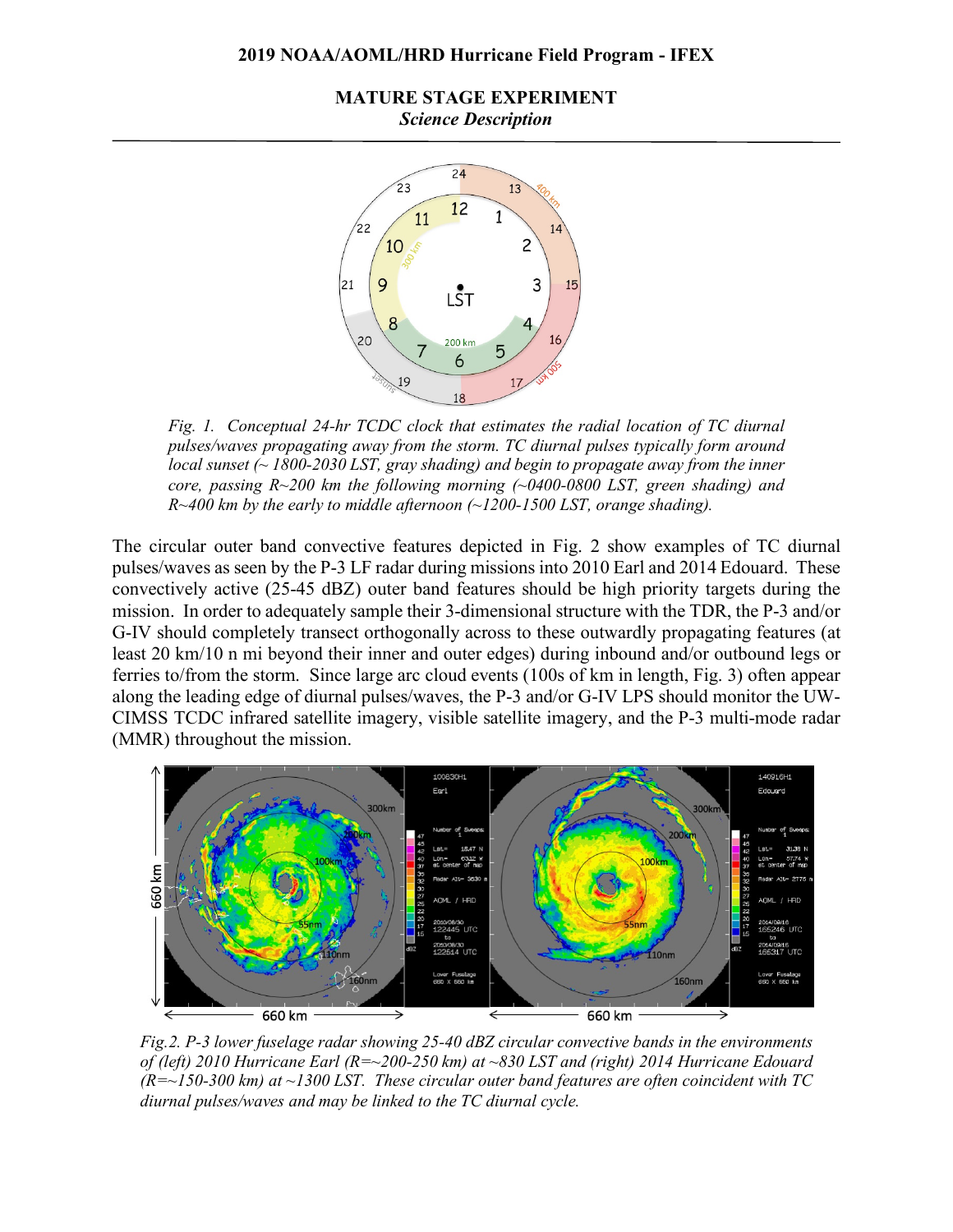**MATURE STAGE EXPERIMENT**
*Science Description*

*Fig. 1. Conceptual 24-hr TCDC clock that estimates the radial location of TC diurnal pulses/waves propagating away from the storm. TC diurnal pulses typically form around local sunset (~ 1800-2030 LST, gray shading) and begin to propagate away from the inner core, passing R~200 km the following morning (~0400-0800 LST, green shading) and R~400 km by the early to middle afternoon (~1200-1500 LST, orange shading).*

The circular outer band convective features depicted in Fig. 2 show examples of TC diurnal pulses/waves as seen by the P-3 LF radar during missions into 2010 Earl and 2014 Edouard. These convectively active (25-45 dBZ) outer band features should be high priority targets during the mission. In order to adequately sample their 3-dimensional structure with the TDR, the P-3 and/or G-IV should completely transect orthogonally across to these outwardly propagating features (at least 20 km/10 n mi beyond their inner and outer edges) during inbound and/or outbound legs or ferries to/from the storm. Since large arc cloud events (100s of km in length, Fig. 3) often appear along the leading edge of diurnal pulses/waves, the P-3 and/or G-IV LPS should monitor the UW-CIMSS TCDC infrared satellite imagery, visible satellite imagery, and the P-3 multi-mode radar (MMR) throughout the mission.

*Fig.2. P-3 lower fuselage radar showing 25-40 dBZ circular convective bands in the environments of (left) 2010 Hurricane Earl (R=~200-250 km) at ~830 LST and (right) 2014 Hurricane Edouard (R=~150-300 km) at ~1300 LST. These circular outer band features are often coincident with TC diurnal pulses/waves and may be linked to the TC diurnal cycle.*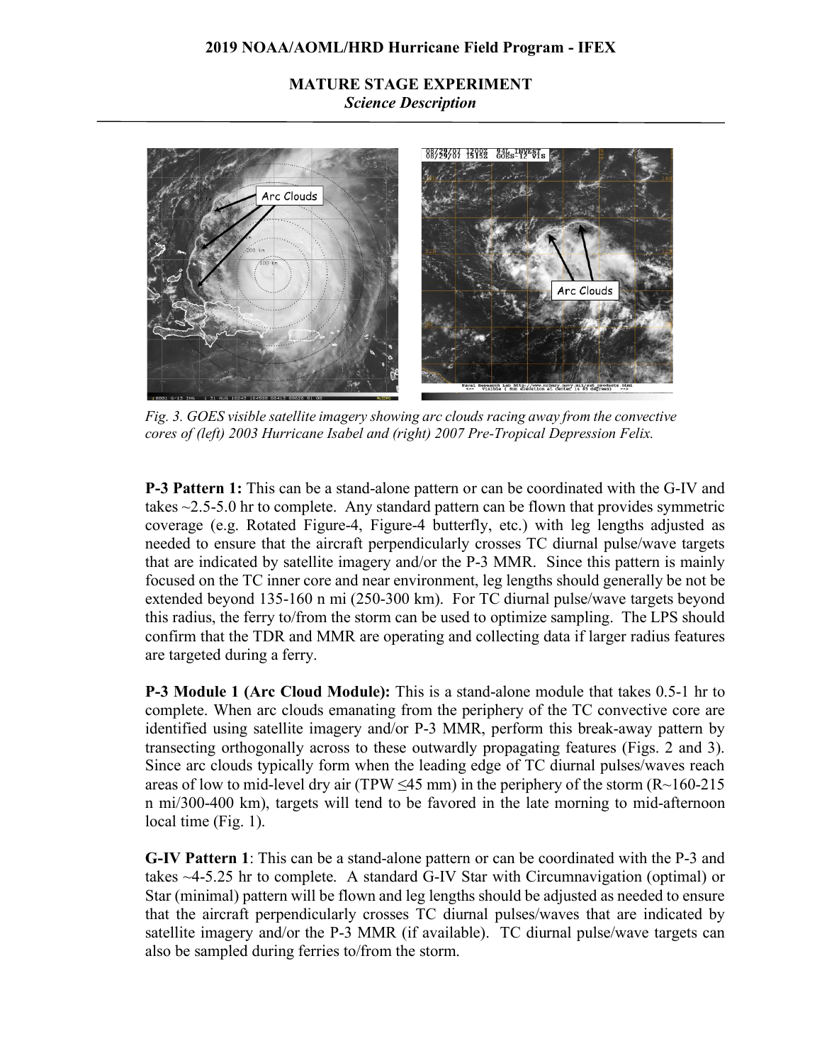## MATURE STAGE EXPERIMENT
### *Science Description*

*Fig. 3. GOES visible satellite imagery showing arc clouds racing away from the convective cores of (left) 2003 Hurricane Isabel and (right) 2007 Pre-Tropical Depression Felix.*

**P-3 Pattern 1:** This can be a stand-alone pattern or can be coordinated with the G-IV and takes ~2.5-5.0 hr to complete. Any standard pattern can be flown that provides symmetric coverage (e.g. Rotated Figure-4, Figure-4 butterfly, etc.) with leg lengths adjusted as needed to ensure that the aircraft perpendicularly crosses TC diurnal pulse/wave targets that are indicated by satellite imagery and/or the P-3 MMR. Since this pattern is mainly focused on the TC inner core and near environment, leg lengths should generally be not be extended beyond 135-160 n mi (250-300 km). For TC diurnal pulse/wave targets beyond this radius, the ferry to/from the storm can be used to optimize sampling. The LPS should confirm that the TDR and MMR are operating and collecting data if larger radius features are targeted during a ferry.

**P-3 Module 1 (Arc Cloud Module):** This is a stand-alone module that takes 0.5-1 hr to complete. When arc clouds emanating from the periphery of the TC convective core are identified using satellite imagery and/or P-3 MMR, perform this break-away pattern by transecting orthogonally across to these outwardly propagating features (Figs. 2 and 3). Since arc clouds typically form when the leading edge of TC diurnal pulses/waves reach areas of low to mid-level dry air (TPW ≤45 mm) in the periphery of the storm (R~160-215 n mi/300-400 km), targets will tend to be favored in the late morning to mid-afternoon local time (Fig. 1).

**G-IV Pattern 1**: This can be a stand-alone pattern or can be coordinated with the P-3 and takes ~4-5.25 hr to complete. A standard G-IV Star with Circumnavigation (optimal) or Star (minimal) pattern will be flown and leg lengths should be adjusted as needed to ensure that the aircraft perpendicularly crosses TC diurnal pulses/waves that are indicated by satellite imagery and/or the P-3 MMR (if available). TC diurnal pulse/wave targets can also be sampled during ferries to/from the storm.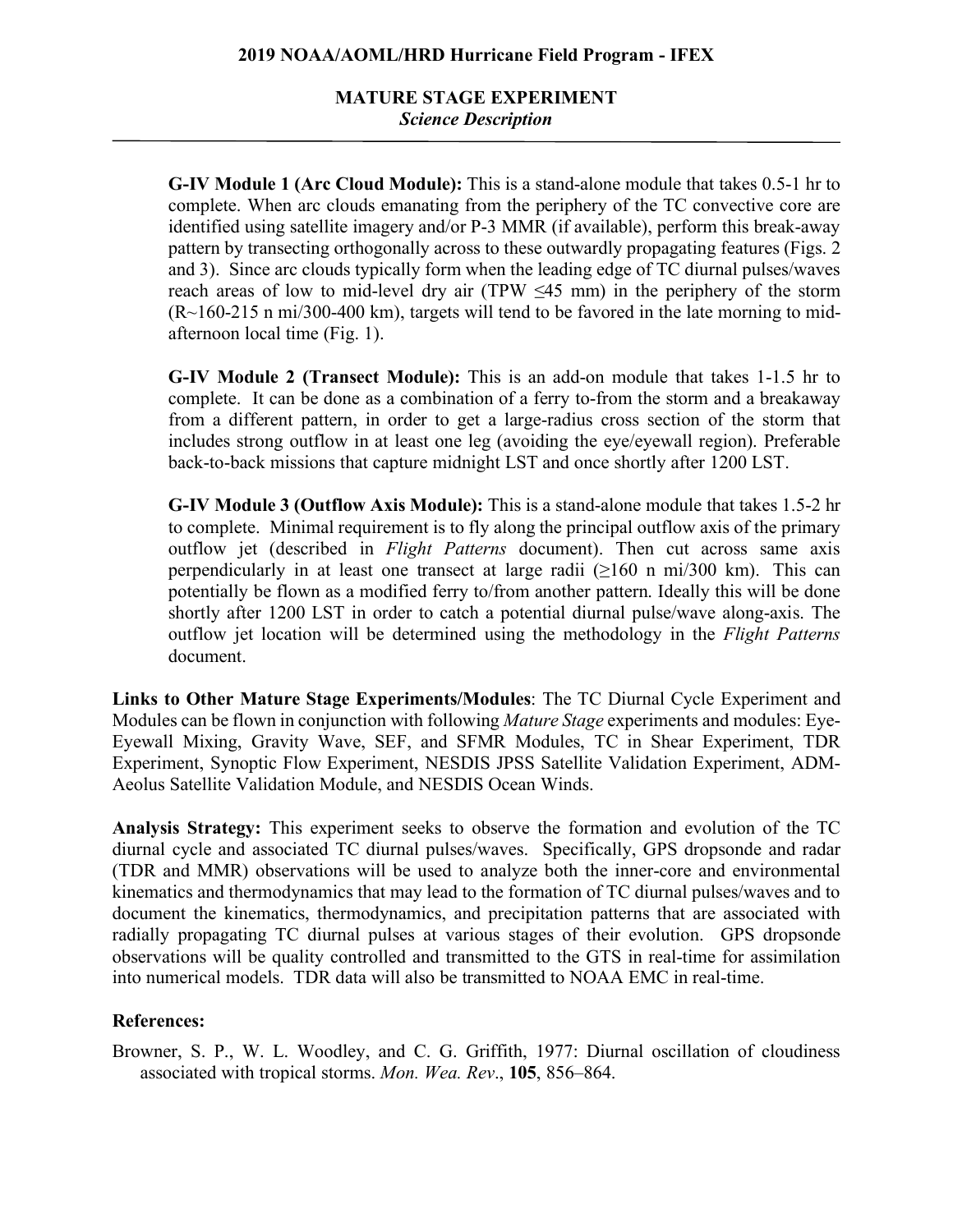**G-IV Module 1 (Arc Cloud Module):** This is a stand-alone module that takes 0.5-1 hr to complete. When arc clouds emanating from the periphery of the TC convective core are identified using satellite imagery and/or P-3 MMR (if available), perform this break-away pattern by transecting orthogonally across to these outwardly propagating features (Figs. 2 and 3). Since arc clouds typically form when the leading edge of TC diurnal pulses/waves reach areas of low to mid-level dry air (TPW ≤45 mm) in the periphery of the storm (R~160-215 n mi/300-400 km), targets will tend to be favored in the late morning to mid-afternoon local time (Fig. 1).

**G-IV Module 2 (Transect Module):** This is an add-on module that takes 1-1.5 hr to complete. It can be done as a combination of a ferry to-from the storm and a breakaway from a different pattern, in order to get a large-radius cross section of the storm that includes strong outflow in at least one leg (avoiding the eye/eyewall region). Preferable back-to-back missions that capture midnight LST and once shortly after 1200 LST.

**G-IV Module 3 (Outflow Axis Module):** This is a stand-alone module that takes 1.5-2 hr to complete. Minimal requirement is to fly along the principal outflow axis of the primary outflow jet (described in *Flight Patterns* document). Then cut across same axis perpendicularly in at least one transect at large radii (≥160 n mi/300 km). This can potentially be flown as a modified ferry to/from another pattern. Ideally this will be done shortly after 1200 LST in order to catch a potential diurnal pulse/wave along-axis. The outflow jet location will be determined using the methodology in the *Flight Patterns* document.

**Links to Other Mature Stage Experiments/Modules**: The TC Diurnal Cycle Experiment and Modules can be flown in conjunction with following *Mature Stage* experiments and modules: Eye-Eyewall Mixing, Gravity Wave, SEF, and SFMR Modules, TC in Shear Experiment, TDR Experiment, Synoptic Flow Experiment, NESDIS JPSS Satellite Validation Experiment, ADM-Aeolus Satellite Validation Module, and NESDIS Ocean Winds.

**Analysis Strategy:** This experiment seeks to observe the formation and evolution of the TC diurnal cycle and associated TC diurnal pulses/waves. Specifically, GPS dropsonde and radar (TDR and MMR) observations will be used to analyze both the inner-core and environmental kinematics and thermodynamics that may lead to the formation of TC diurnal pulses/waves and to document the kinematics, thermodynamics, and precipitation patterns that are associated with radially propagating TC diurnal pulses at various stages of their evolution. GPS dropsonde observations will be quality controlled and transmitted to the GTS in real-time for assimilation into numerical models. TDR data will also be transmitted to NOAA EMC in real-time.

**References:**

Browner, S. P., W. L. Woodley, and C. G. Griffith, 1977: Diurnal oscillation of cloudiness associated with tropical storms. *Mon. Wea. Rev*., **105**, 856–864.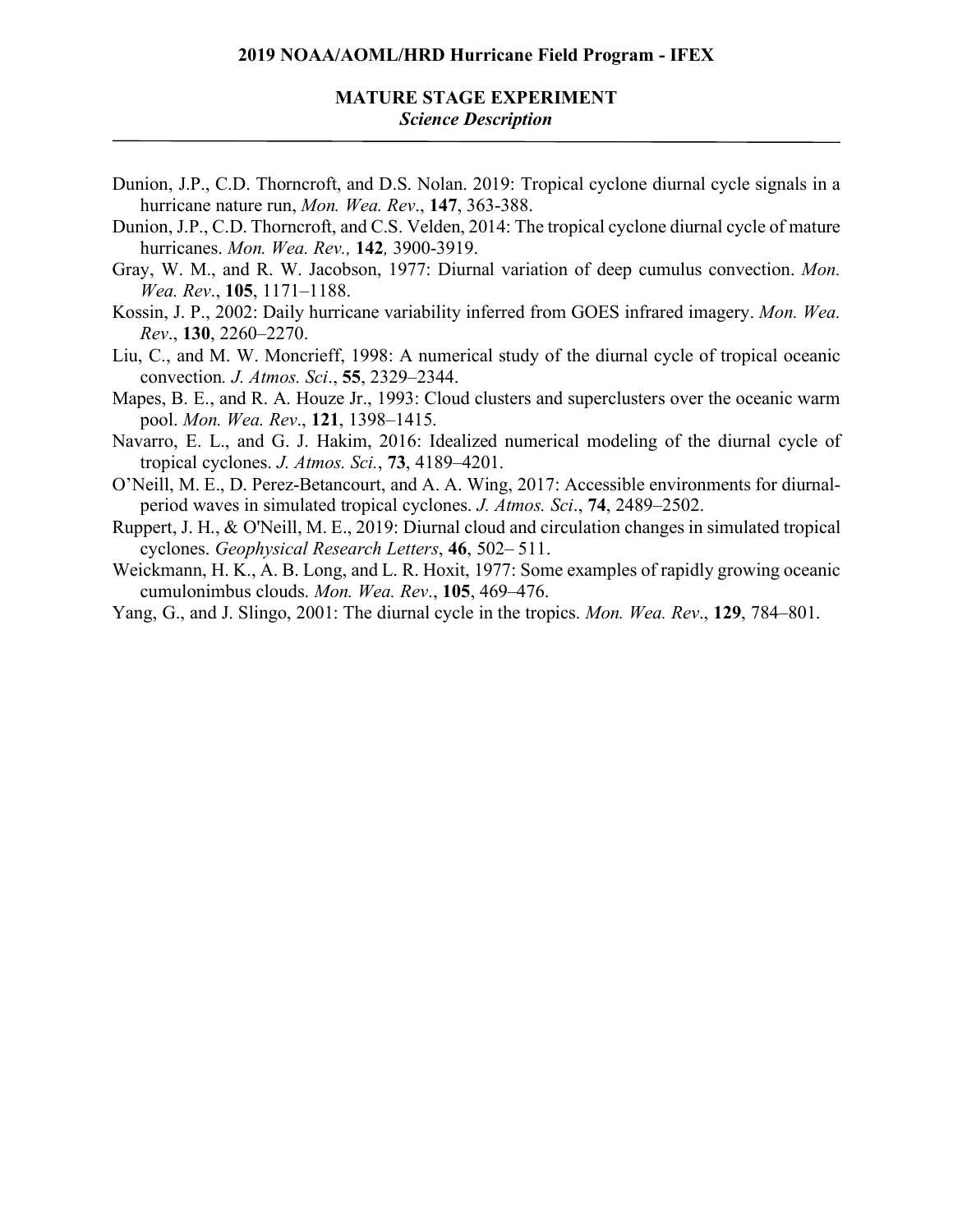Dunion, J.P., C.D. Thorncroft, and D.S. Nolan. 2019: Tropical cyclone diurnal cycle signals in a hurricane nature run, *Mon. Wea. Rev*., **147**, 363-388.

Dunion, J.P., C.D. Thorncroft, and C.S. Velden, 2014: The tropical cyclone diurnal cycle of mature hurricanes. *Mon. Wea. Rev.,* **142***,* 3900-3919.

Gray, W. M., and R. W. Jacobson, 1977: Diurnal variation of deep cumulus convection. *Mon. Wea. Rev*., **105**, 1171–1188.

Kossin, J. P., 2002: Daily hurricane variability inferred from GOES infrared imagery. *Mon. Wea. Rev*., **130**, 2260–2270.

Liu, C., and M. W. Moncrieff, 1998: A numerical study of the diurnal cycle of tropical oceanic convection*. J. Atmos. Sci*., **55**, 2329–2344.

Mapes, B. E., and R. A. Houze Jr., 1993: Cloud clusters and superclusters over the oceanic warm pool. *Mon. Wea. Rev*., **121**, 1398–1415.

Navarro, E. L., and G. J. Hakim, 2016: Idealized numerical modeling of the diurnal cycle of tropical cyclones. *J. Atmos. Sci.*, **73**, 4189–4201.

O'Neill, M. E., D. Perez-Betancourt, and A. A. Wing, 2017: Accessible environments for diurnal-period waves in simulated tropical cyclones. *J. Atmos. Sci*., **74**, 2489–2502.

Ruppert, J. H., & O'Neill, M. E., 2019: Diurnal cloud and circulation changes in simulated tropical cyclones. *Geophysical Research Letters*, **46**, 502– 511.

Weickmann, H. K., A. B. Long, and L. R. Hoxit, 1977: Some examples of rapidly growing oceanic cumulonimbus clouds. *Mon. Wea. Rev*., **105**, 469–476.

Yang, G., and J. Slingo, 2001: The diurnal cycle in the tropics. *Mon. Wea. Rev*., **129**, 784–801.